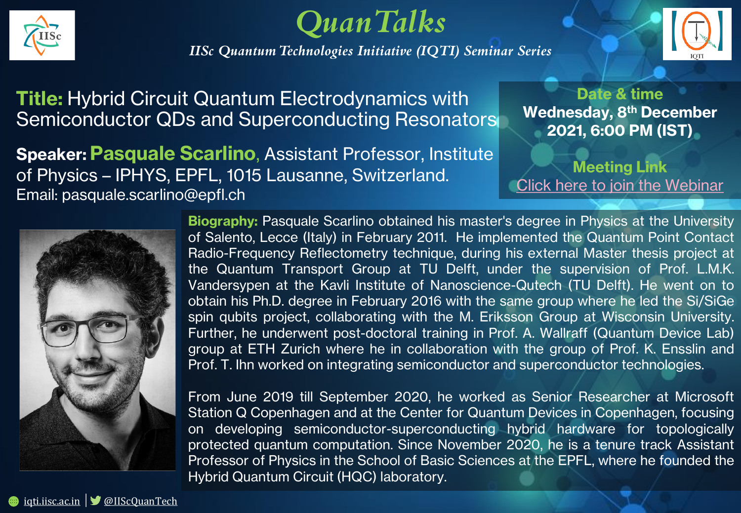# QuanTalks

*IISc Quantum Technologies Initiative (IQTI) Seminar Series*

**Title:** Hybrid Circuit Quantum Electrodynamics with Semiconductor QDs and Superconducting Resonators

**Speaker:** **Pasquale Scarlino**, Assistant Professor, Institute of Physics – IPHYS, EPFL, 1015 Lausanne, Switzerland.
Email: pasquale.scarlino@epfl.ch

**Date & time**
**Wednesday, 8th December 2021, 6:00 PM (IST)**

**Meeting Link**
Click here to join the Webinar

**Biography:** Pasquale Scarlino obtained his master's degree in Physics at the University of Salento, Lecce (Italy) in February 2011. He implemented the Quantum Point Contact Radio-Frequency Reflectometry technique, during his external Master thesis project at the Quantum Transport Group at TU Delft, under the supervision of Prof. L.M.K. Vandersypen at the Kavli Institute of Nanoscience-Qutech (TU Delft). He went on to obtain his Ph.D. degree in February 2016 with the same group where he led the Si/SiGe spin qubits project, collaborating with the M. Eriksson Group at Wisconsin University. Further, he underwent post-doctoral training in Prof. A. Wallraff (Quantum Device Lab) group at ETH Zurich where he in collaboration with the group of Prof. K. Ensslin and Prof. T. Ihn worked on integrating semiconductor and superconductor technologies.

From June 2019 till September 2020, he worked as Senior Researcher at Microsoft Station Q Copenhagen and at the Center for Quantum Devices in Copenhagen, focusing on developing semiconductor-superconducting hybrid hardware for topologically protected quantum computation. Since November 2020, he is a tenure track Assistant Professor of Physics in the School of Basic Sciences at the EPFL, where he founded the Hybrid Quantum Circuit (HQC) laboratory.

iqti.iisc.ac.in | @IIScQuanTech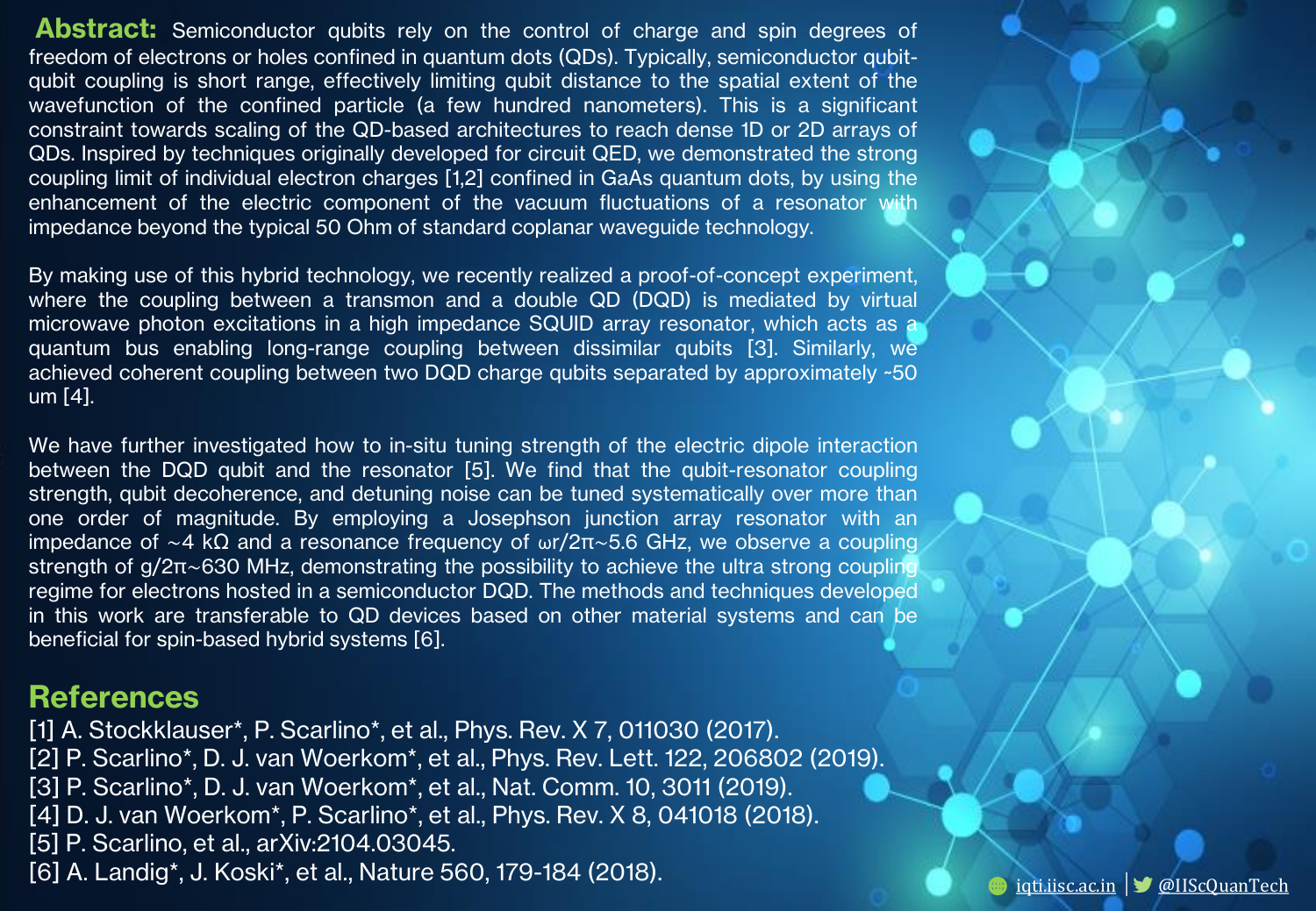**Abstract:** Semiconductor qubits rely on the control of charge and spin degrees of freedom of electrons or holes confined in quantum dots (QDs). Typically, semiconductor qubit-qubit coupling is short range, effectively limiting qubit distance to the spatial extent of the wavefunction of the confined particle (a few hundred nanometers). This is a significant constraint towards scaling of the QD-based architectures to reach dense 1D or 2D arrays of QDs. Inspired by techniques originally developed for circuit QED, we demonstrated the strong coupling limit of individual electron charges [1,2] confined in GaAs quantum dots, by using the enhancement of the electric component of the vacuum fluctuations of a resonator with impedance beyond the typical 50 Ohm of standard coplanar waveguide technology.

By making use of this hybrid technology, we recently realized a proof-of-concept experiment, where the coupling between a transmon and a double QD (DQD) is mediated by virtual microwave photon excitations in a high impedance SQUID array resonator, which acts as a quantum bus enabling long-range coupling between dissimilar qubits [3]. Similarly, we achieved coherent coupling between two DQD charge qubits separated by approximately ~50 um [4].

We have further investigated how to in-situ tuning strength of the electric dipole interaction between the DQD qubit and the resonator [5]. We find that the qubit-resonator coupling strength, qubit decoherence, and detuning noise can be tuned systematically over more than one order of magnitude. By employing a Josephson junction array resonator with an impedance of ~4 kΩ and a resonance frequency of $\omega_r/2\pi$~5.6 GHz, we observe a coupling strength of $g/2\pi$~630 MHz, demonstrating the possibility to achieve the ultra strong coupling regime for electrons hosted in a semiconductor DQD. The methods and techniques developed in this work are transferable to QD devices based on other material systems and can be beneficial for spin-based hybrid systems [6].

## References

[1] A. Stockklauser*, P. Scarlino*, et al., Phys. Rev. X 7, 011030 (2017).
[2] P. Scarlino*, D. J. van Woerkom*, et al., Phys. Rev. Lett. 122, 206802 (2019).
[3] P. Scarlino*, D. J. van Woerkom*, et al., Nat. Comm. 10, 3011 (2019).
[4] D. J. van Woerkom*, P. Scarlino*, et al., Phys. Rev. X 8, 041018 (2018).
[5] P. Scarlino, et al., arXiv:2104.03045.
[6] A. Landig*, J. Koski*, et al., Nature 560, 179-184 (2018).

iqti.iisc.ac.in | @IIScQuanTech